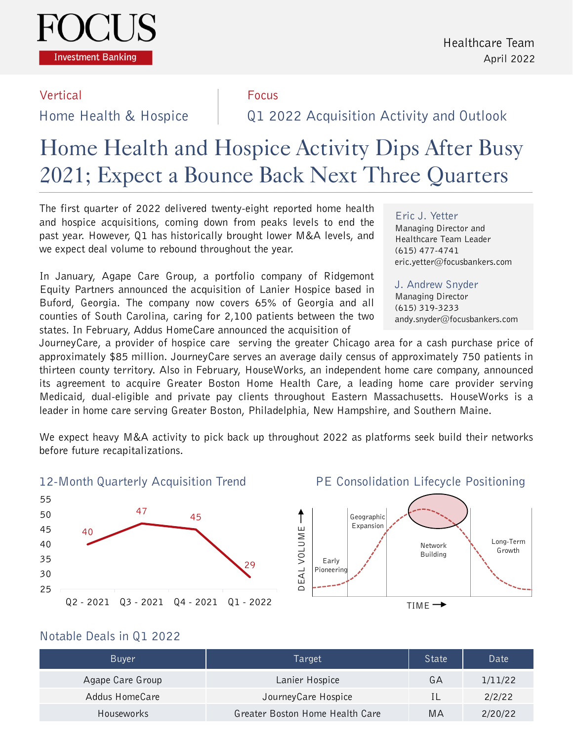FOCUS

Investment Banking

Healthcare Team
April 2022

**Vertical**
Home Health & Hospice

**Focus**
Q1 2022 Acquisition Activity and Outlook

# Home Health and Hospice Activity Dips After Busy 2021; Expect a Bounce Back Next Three Quarters

**Eric J. Yetter**
Managing Director and
Healthcare Team Leader
(615) 477-4741
eric.yetter@focusbankers.com

**J. Andrew Snyder**
Managing Director
(615) 319-3233
andy.snyder@focusbankers.com

The first quarter of 2022 delivered twenty-eight reported home health and hospice acquisitions, coming down from peaks levels to end the past year. However, Q1 has historically brought lower M&A levels, and we expect deal volume to rebound throughout the year.

In January, Agape Care Group, a portfolio company of Ridgemont Equity Partners announced the acquisition of Lanier Hospice based in Buford, Georgia. The company now covers 65% of Georgia and all counties of South Carolina, caring for 2,100 patients between the two states. In February, Addus HomeCare announced the acquisition of JourneyCare, a provider of hospice care serving the greater Chicago area for a cash purchase price of approximately $85 million. JourneyCare serves an average daily census of approximately 750 patients in thirteen county territory. Also in February, HouseWorks, an independent home care company, announced its agreement to acquire Greater Boston Home Health Care, a leading home care provider serving Medicaid, dual-eligible and private pay clients throughout Eastern Massachusetts. HouseWorks is a leader in home care serving Greater Boston, Philadelphia, New Hampshire, and Southern Maine.

We expect heavy M&A activity to pick back up throughout 2022 as platforms seek build their networks before future recapitalizations.

## 12-Month Quarterly Acquisition Trend

| Quarter | Acquisitions |
|---|---|
| Q2 - 2021 | 40 |
| Q3 - 2021 | 47 |
| Q4 - 2021 | 45 |
| Q1 - 2022 | 29 |

## PE Consolidation Lifecycle Positioning

DEAL VOLUME →

Early Pioneering | Geographic Expansion | Network Building | Long-Term Growth

TIME →

## Notable Deals in Q1 2022

| Buyer | Target | State | Date |
|---|---|---|---|
| Agape Care Group | Lanier Hospice | GA | 1/11/22 |
| Addus HomeCare | JourneyCare Hospice | IL | 2/2/22 |
| Houseworks | Greater Boston Home Health Care | MA | 2/20/22 |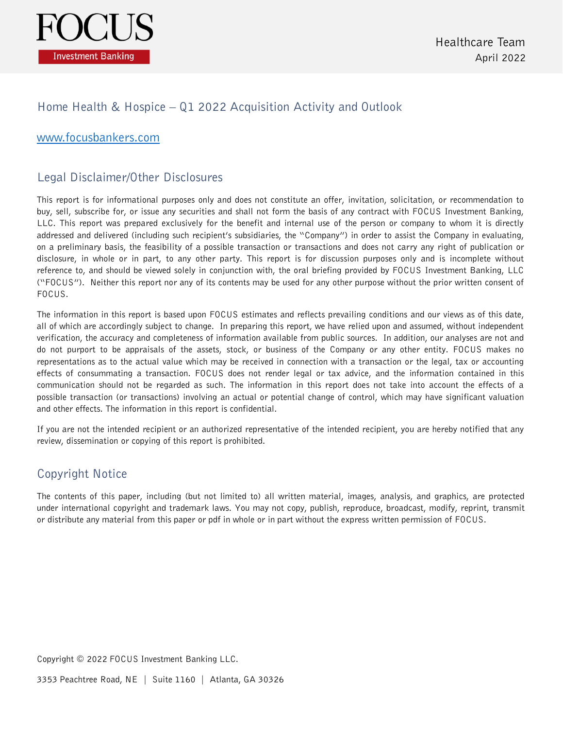FOCUS

Investment Banking

Healthcare Team
April 2022

## Home Health & Hospice – Q1 2022 Acquisition Activity and Outlook

www.focusbankers.com

## Legal Disclaimer/Other Disclosures

This report is for informational purposes only and does not constitute an offer, invitation, solicitation, or recommendation to buy, sell, subscribe for, or issue any securities and shall not form the basis of any contract with FOCUS Investment Banking, LLC. This report was prepared exclusively for the benefit and internal use of the person or company to whom it is directly addressed and delivered (including such recipient's subsidiaries, the "Company") in order to assist the Company in evaluating, on a preliminary basis, the feasibility of a possible transaction or transactions and does not carry any right of publication or disclosure, in whole or in part, to any other party. This report is for discussion purposes only and is incomplete without reference to, and should be viewed solely in conjunction with, the oral briefing provided by FOCUS Investment Banking, LLC ("FOCUS"). Neither this report nor any of its contents may be used for any other purpose without the prior written consent of FOCUS.

The information in this report is based upon FOCUS estimates and reflects prevailing conditions and our views as of this date, all of which are accordingly subject to change. In preparing this report, we have relied upon and assumed, without independent verification, the accuracy and completeness of information available from public sources. In addition, our analyses are not and do not purport to be appraisals of the assets, stock, or business of the Company or any other entity. FOCUS makes no representations as to the actual value which may be received in connection with a transaction or the legal, tax or accounting effects of consummating a transaction. FOCUS does not render legal or tax advice, and the information contained in this communication should not be regarded as such. The information in this report does not take into account the effects of a possible transaction (or transactions) involving an actual or potential change of control, which may have significant valuation and other effects. The information in this report is confidential.

If you are not the intended recipient or an authorized representative of the intended recipient, you are hereby notified that any review, dissemination or copying of this report is prohibited.

## Copyright Notice

The contents of this paper, including (but not limited to) all written material, images, analysis, and graphics, are protected under international copyright and trademark laws. You may not copy, publish, reproduce, broadcast, modify, reprint, transmit or distribute any material from this paper or pdf in whole or in part without the express written permission of FOCUS.

Copyright © 2022 FOCUS Investment Banking LLC.

3353 Peachtree Road, NE | Suite 1160 | Atlanta, GA 30326